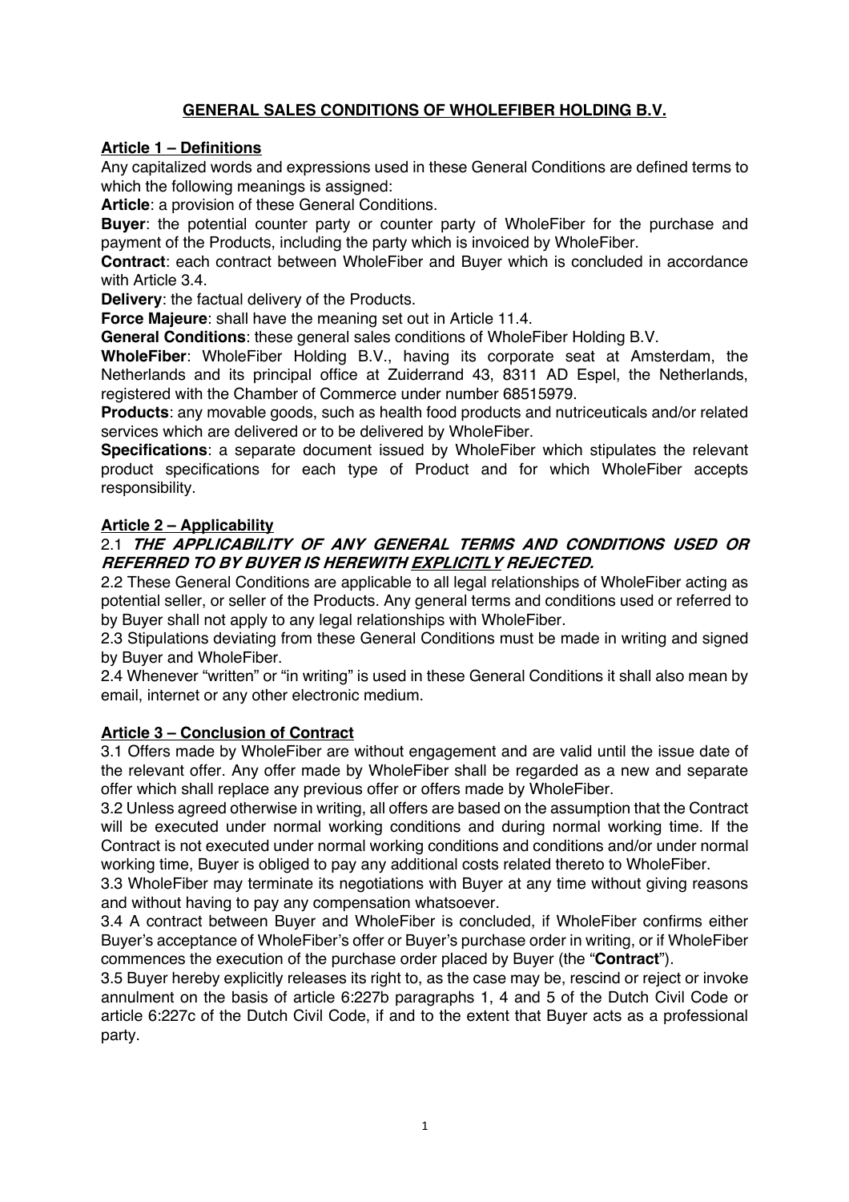# GENERAL SALES CONDITIONS OF WHOLEFIBER HOLDING B.V.

## Article 1 – Definitions

Any capitalized words and expressions used in these General Conditions are defined terms to which the following meanings is assigned:

**Article**: a provision of these General Conditions.

**Buyer**: the potential counter party or counter party of WholeFiber for the purchase and payment of the Products, including the party which is invoiced by WholeFiber.

**Contract**: each contract between WholeFiber and Buyer which is concluded in accordance with Article 3.4.

**Delivery**: the factual delivery of the Products.

**Force Majeure**: shall have the meaning set out in Article 11.4.

**General Conditions**: these general sales conditions of WholeFiber Holding B.V.

**WholeFiber**: WholeFiber Holding B.V., having its corporate seat at Amsterdam, the Netherlands and its principal office at Zuiderrand 43, 8311 AD Espel, the Netherlands, registered with the Chamber of Commerce under number 68515979.

**Products**: any movable goods, such as health food products and nutriceuticals and/or related services which are delivered or to be delivered by WholeFiber.

**Specifications**: a separate document issued by WholeFiber which stipulates the relevant product specifications for each type of Product and for which WholeFiber accepts responsibility.

## Article 2 – Applicability

2.1 ***THE APPLICABILITY OF ANY GENERAL TERMS AND CONDITIONS USED OR REFERRED TO BY BUYER IS HEREWITH EXPLICITLY REJECTED.***

2.2 These General Conditions are applicable to all legal relationships of WholeFiber acting as potential seller, or seller of the Products. Any general terms and conditions used or referred to by Buyer shall not apply to any legal relationships with WholeFiber.

2.3 Stipulations deviating from these General Conditions must be made in writing and signed by Buyer and WholeFiber.

2.4 Whenever "written" or "in writing" is used in these General Conditions it shall also mean by email, internet or any other electronic medium.

## Article 3 – Conclusion of Contract

3.1 Offers made by WholeFiber are without engagement and are valid until the issue date of the relevant offer. Any offer made by WholeFiber shall be regarded as a new and separate offer which shall replace any previous offer or offers made by WholeFiber.

3.2 Unless agreed otherwise in writing, all offers are based on the assumption that the Contract will be executed under normal working conditions and during normal working time. If the Contract is not executed under normal working conditions and conditions and/or under normal working time, Buyer is obliged to pay any additional costs related thereto to WholeFiber.

3.3 WholeFiber may terminate its negotiations with Buyer at any time without giving reasons and without having to pay any compensation whatsoever.

3.4 A contract between Buyer and WholeFiber is concluded, if WholeFiber confirms either Buyer's acceptance of WholeFiber's offer or Buyer's purchase order in writing, or if WholeFiber commences the execution of the purchase order placed by Buyer (the "**Contract**").

3.5 Buyer hereby explicitly releases its right to, as the case may be, rescind or reject or invoke annulment on the basis of article 6:227b paragraphs 1, 4 and 5 of the Dutch Civil Code or article 6:227c of the Dutch Civil Code, if and to the extent that Buyer acts as a professional party.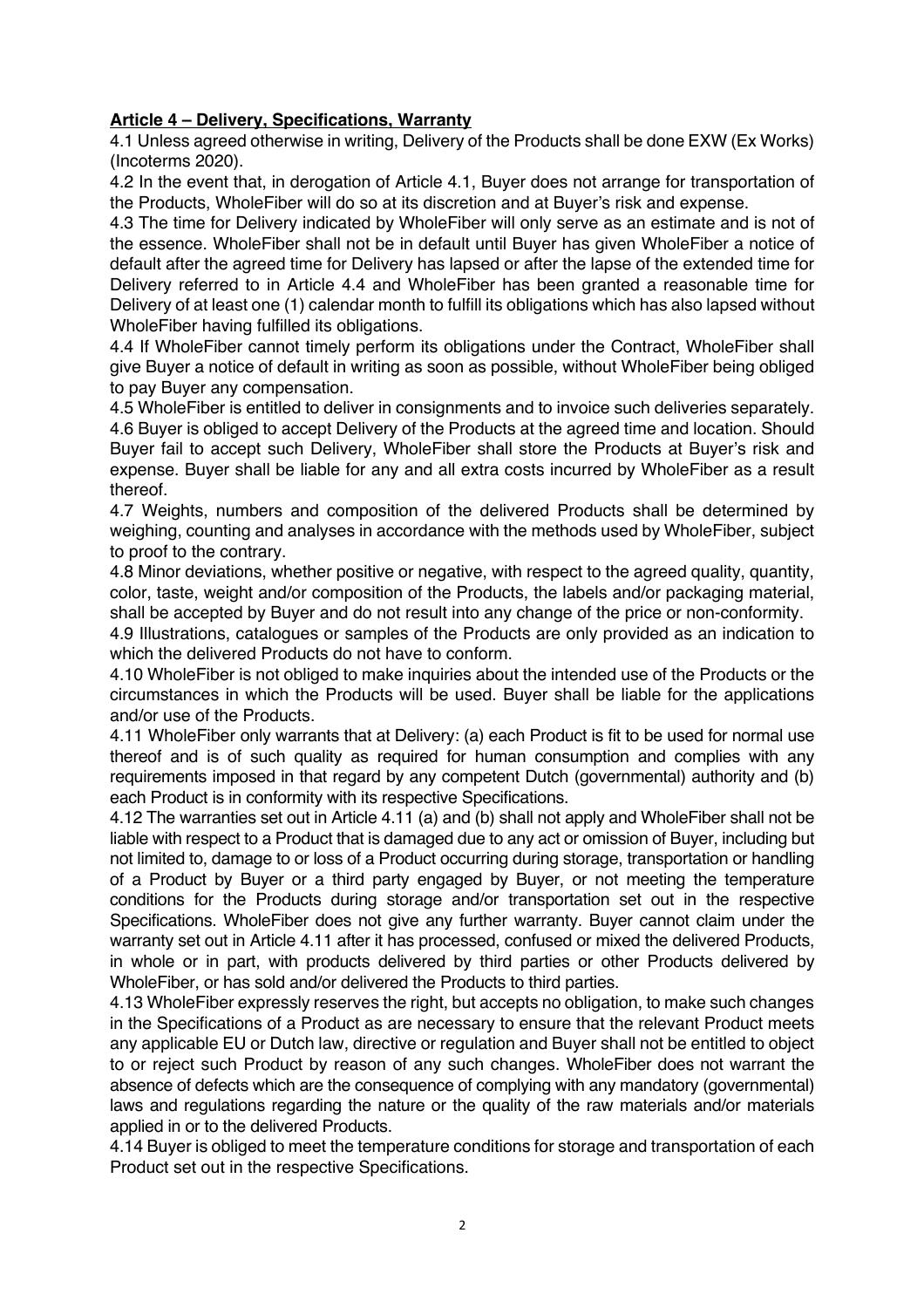**Article 4 – Delivery, Specifications, Warranty**

4.1 Unless agreed otherwise in writing, Delivery of the Products shall be done EXW (Ex Works) (Incoterms 2020).

4.2 In the event that, in derogation of Article 4.1, Buyer does not arrange for transportation of the Products, WholeFiber will do so at its discretion and at Buyer's risk and expense.

4.3 The time for Delivery indicated by WholeFiber will only serve as an estimate and is not of the essence. WholeFiber shall not be in default until Buyer has given WholeFiber a notice of default after the agreed time for Delivery has lapsed or after the lapse of the extended time for Delivery referred to in Article 4.4 and WholeFiber has been granted a reasonable time for Delivery of at least one (1) calendar month to fulfill its obligations which has also lapsed without WholeFiber having fulfilled its obligations.

4.4 If WholeFiber cannot timely perform its obligations under the Contract, WholeFiber shall give Buyer a notice of default in writing as soon as possible, without WholeFiber being obliged to pay Buyer any compensation.

4.5 WholeFiber is entitled to deliver in consignments and to invoice such deliveries separately.

4.6 Buyer is obliged to accept Delivery of the Products at the agreed time and location. Should Buyer fail to accept such Delivery, WholeFiber shall store the Products at Buyer's risk and expense. Buyer shall be liable for any and all extra costs incurred by WholeFiber as a result thereof.

4.7 Weights, numbers and composition of the delivered Products shall be determined by weighing, counting and analyses in accordance with the methods used by WholeFiber, subject to proof to the contrary.

4.8 Minor deviations, whether positive or negative, with respect to the agreed quality, quantity, color, taste, weight and/or composition of the Products, the labels and/or packaging material, shall be accepted by Buyer and do not result into any change of the price or non-conformity.

4.9 Illustrations, catalogues or samples of the Products are only provided as an indication to which the delivered Products do not have to conform.

4.10 WholeFiber is not obliged to make inquiries about the intended use of the Products or the circumstances in which the Products will be used. Buyer shall be liable for the applications and/or use of the Products.

4.11 WholeFiber only warrants that at Delivery: (a) each Product is fit to be used for normal use thereof and is of such quality as required for human consumption and complies with any requirements imposed in that regard by any competent Dutch (governmental) authority and (b) each Product is in conformity with its respective Specifications.

4.12 The warranties set out in Article 4.11 (a) and (b) shall not apply and WholeFiber shall not be liable with respect to a Product that is damaged due to any act or omission of Buyer, including but not limited to, damage to or loss of a Product occurring during storage, transportation or handling of a Product by Buyer or a third party engaged by Buyer, or not meeting the temperature conditions for the Products during storage and/or transportation set out in the respective Specifications. WholeFiber does not give any further warranty. Buyer cannot claim under the warranty set out in Article 4.11 after it has processed, confused or mixed the delivered Products, in whole or in part, with products delivered by third parties or other Products delivered by WholeFiber, or has sold and/or delivered the Products to third parties.

4.13 WholeFiber expressly reserves the right, but accepts no obligation, to make such changes in the Specifications of a Product as are necessary to ensure that the relevant Product meets any applicable EU or Dutch law, directive or regulation and Buyer shall not be entitled to object to or reject such Product by reason of any such changes. WholeFiber does not warrant the absence of defects which are the consequence of complying with any mandatory (governmental) laws and regulations regarding the nature or the quality of the raw materials and/or materials applied in or to the delivered Products.

4.14 Buyer is obliged to meet the temperature conditions for storage and transportation of each Product set out in the respective Specifications.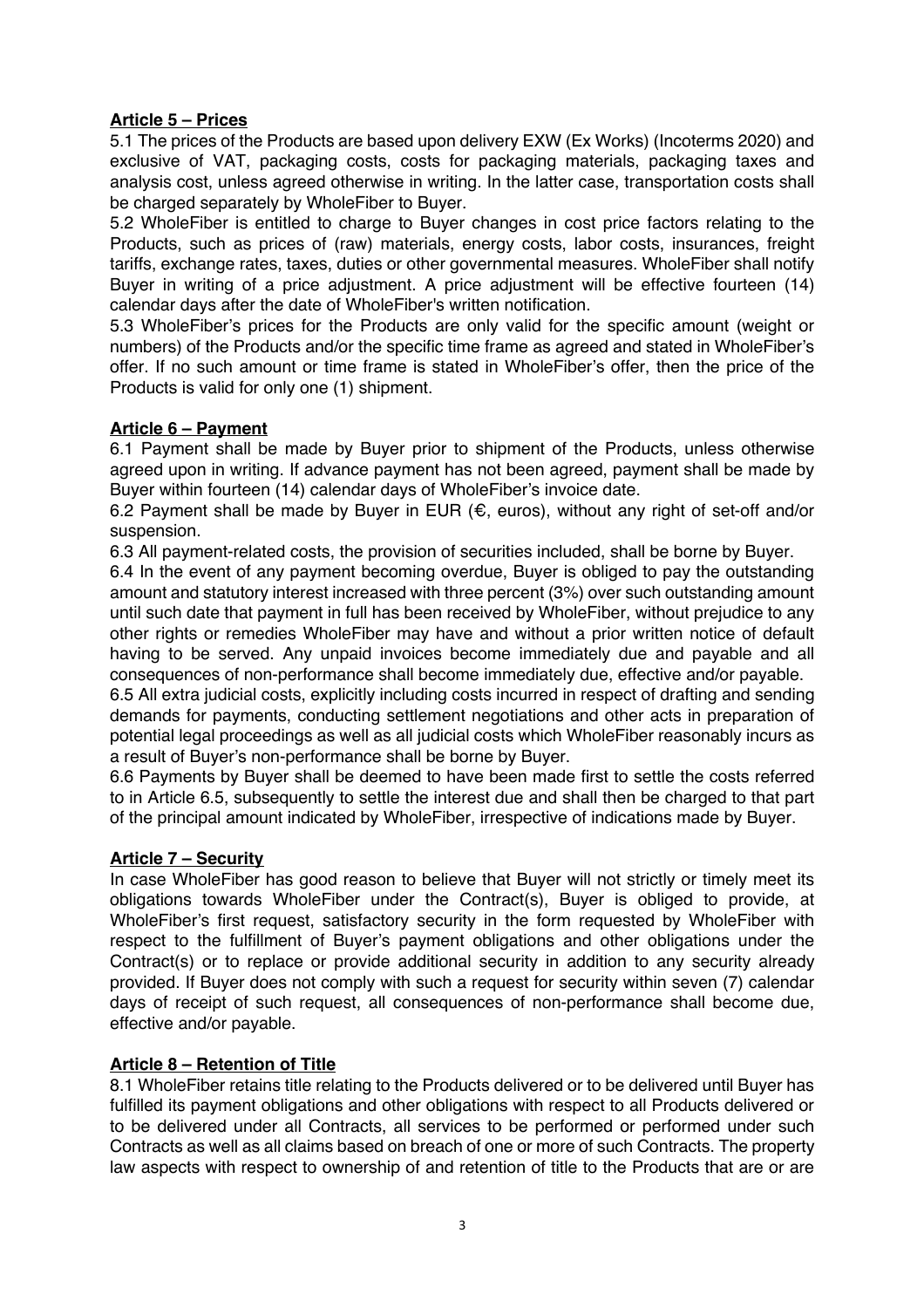## Article 5 – Prices

5.1 The prices of the Products are based upon delivery EXW (Ex Works) (Incoterms 2020) and exclusive of VAT, packaging costs, costs for packaging materials, packaging taxes and analysis cost, unless agreed otherwise in writing. In the latter case, transportation costs shall be charged separately by WholeFiber to Buyer.

5.2 WholeFiber is entitled to charge to Buyer changes in cost price factors relating to the Products, such as prices of (raw) materials, energy costs, labor costs, insurances, freight tariffs, exchange rates, taxes, duties or other governmental measures. WholeFiber shall notify Buyer in writing of a price adjustment. A price adjustment will be effective fourteen (14) calendar days after the date of WholeFiber's written notification.

5.3 WholeFiber's prices for the Products are only valid for the specific amount (weight or numbers) of the Products and/or the specific time frame as agreed and stated in WholeFiber's offer. If no such amount or time frame is stated in WholeFiber's offer, then the price of the Products is valid for only one (1) shipment.

## Article 6 – Payment

6.1 Payment shall be made by Buyer prior to shipment of the Products, unless otherwise agreed upon in writing. If advance payment has not been agreed, payment shall be made by Buyer within fourteen (14) calendar days of WholeFiber's invoice date.

6.2 Payment shall be made by Buyer in EUR (€, euros), without any right of set-off and/or suspension.

6.3 All payment-related costs, the provision of securities included, shall be borne by Buyer.

6.4 In the event of any payment becoming overdue, Buyer is obliged to pay the outstanding amount and statutory interest increased with three percent (3%) over such outstanding amount until such date that payment in full has been received by WholeFiber, without prejudice to any other rights or remedies WholeFiber may have and without a prior written notice of default having to be served. Any unpaid invoices become immediately due and payable and all consequences of non-performance shall become immediately due, effective and/or payable.

6.5 All extra judicial costs, explicitly including costs incurred in respect of drafting and sending demands for payments, conducting settlement negotiations and other acts in preparation of potential legal proceedings as well as all judicial costs which WholeFiber reasonably incurs as a result of Buyer's non-performance shall be borne by Buyer.

6.6 Payments by Buyer shall be deemed to have been made first to settle the costs referred to in Article 6.5, subsequently to settle the interest due and shall then be charged to that part of the principal amount indicated by WholeFiber, irrespective of indications made by Buyer.

## Article 7 – Security

In case WholeFiber has good reason to believe that Buyer will not strictly or timely meet its obligations towards WholeFiber under the Contract(s), Buyer is obliged to provide, at WholeFiber's first request, satisfactory security in the form requested by WholeFiber with respect to the fulfillment of Buyer's payment obligations and other obligations under the Contract(s) or to replace or provide additional security in addition to any security already provided. If Buyer does not comply with such a request for security within seven (7) calendar days of receipt of such request, all consequences of non-performance shall become due, effective and/or payable.

## Article 8 – Retention of Title

8.1 WholeFiber retains title relating to the Products delivered or to be delivered until Buyer has fulfilled its payment obligations and other obligations with respect to all Products delivered or to be delivered under all Contracts, all services to be performed or performed under such Contracts as well as all claims based on breach of one or more of such Contracts. The property law aspects with respect to ownership of and retention of title to the Products that are or are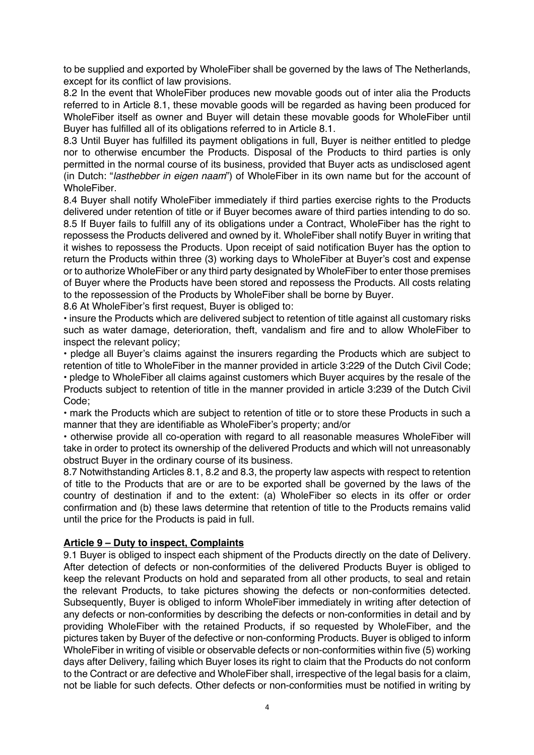to be supplied and exported by WholeFiber shall be governed by the laws of The Netherlands, except for its conflict of law provisions.

8.2 In the event that WholeFiber produces new movable goods out of inter alia the Products referred to in Article 8.1, these movable goods will be regarded as having been produced for WholeFiber itself as owner and Buyer will detain these movable goods for WholeFiber until Buyer has fulfilled all of its obligations referred to in Article 8.1.

8.3 Until Buyer has fulfilled its payment obligations in full, Buyer is neither entitled to pledge nor to otherwise encumber the Products. Disposal of the Products to third parties is only permitted in the normal course of its business, provided that Buyer acts as undisclosed agent (in Dutch: "*lasthebber in eigen naam*") of WholeFiber in its own name but for the account of WholeFiber.

8.4 Buyer shall notify WholeFiber immediately if third parties exercise rights to the Products delivered under retention of title or if Buyer becomes aware of third parties intending to do so.

8.5 If Buyer fails to fulfill any of its obligations under a Contract, WholeFiber has the right to repossess the Products delivered and owned by it. WholeFiber shall notify Buyer in writing that it wishes to repossess the Products. Upon receipt of said notification Buyer has the option to return the Products within three (3) working days to WholeFiber at Buyer's cost and expense or to authorize WholeFiber or any third party designated by WholeFiber to enter those premises of Buyer where the Products have been stored and repossess the Products. All costs relating to the repossession of the Products by WholeFiber shall be borne by Buyer.

8.6 At WholeFiber's first request, Buyer is obliged to:

• insure the Products which are delivered subject to retention of title against all customary risks such as water damage, deterioration, theft, vandalism and fire and to allow WholeFiber to inspect the relevant policy;

• pledge all Buyer's claims against the insurers regarding the Products which are subject to retention of title to WholeFiber in the manner provided in article 3:229 of the Dutch Civil Code;

• pledge to WholeFiber all claims against customers which Buyer acquires by the resale of the Products subject to retention of title in the manner provided in article 3:239 of the Dutch Civil Code;

• mark the Products which are subject to retention of title or to store these Products in such a manner that they are identifiable as WholeFiber's property; and/or

• otherwise provide all co-operation with regard to all reasonable measures WholeFiber will take in order to protect its ownership of the delivered Products and which will not unreasonably obstruct Buyer in the ordinary course of its business.

8.7 Notwithstanding Articles 8.1, 8.2 and 8.3, the property law aspects with respect to retention of title to the Products that are or are to be exported shall be governed by the laws of the country of destination if and to the extent: (a) WholeFiber so elects in its offer or order confirmation and (b) these laws determine that retention of title to the Products remains valid until the price for the Products is paid in full.

**Article 9 – Duty to inspect, Complaints**

9.1 Buyer is obliged to inspect each shipment of the Products directly on the date of Delivery. After detection of defects or non-conformities of the delivered Products Buyer is obliged to keep the relevant Products on hold and separated from all other products, to seal and retain the relevant Products, to take pictures showing the defects or non-conformities detected. Subsequently, Buyer is obliged to inform WholeFiber immediately in writing after detection of any defects or non-conformities by describing the defects or non-conformities in detail and by providing WholeFiber with the retained Products, if so requested by WholeFiber, and the pictures taken by Buyer of the defective or non-conforming Products. Buyer is obliged to inform WholeFiber in writing of visible or observable defects or non-conformities within five (5) working days after Delivery, failing which Buyer loses its right to claim that the Products do not conform to the Contract or are defective and WholeFiber shall, irrespective of the legal basis for a claim, not be liable for such defects. Other defects or non-conformities must be notified in writing by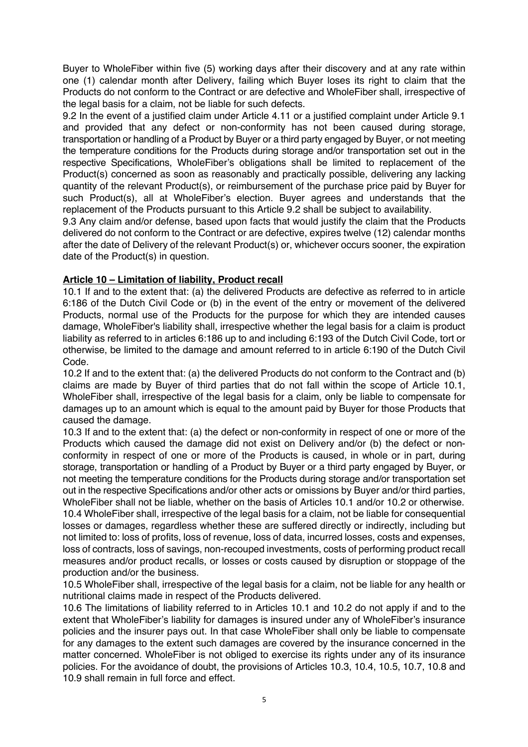Buyer to WholeFiber within five (5) working days after their discovery and at any rate within one (1) calendar month after Delivery, failing which Buyer loses its right to claim that the Products do not conform to the Contract or are defective and WholeFiber shall, irrespective of the legal basis for a claim, not be liable for such defects.

9.2 In the event of a justified claim under Article 4.11 or a justified complaint under Article 9.1 and provided that any defect or non-conformity has not been caused during storage, transportation or handling of a Product by Buyer or a third party engaged by Buyer, or not meeting the temperature conditions for the Products during storage and/or transportation set out in the respective Specifications, WholeFiber's obligations shall be limited to replacement of the Product(s) concerned as soon as reasonably and practically possible, delivering any lacking quantity of the relevant Product(s), or reimbursement of the purchase price paid by Buyer for such Product(s), all at WholeFiber's election. Buyer agrees and understands that the replacement of the Products pursuant to this Article 9.2 shall be subject to availability.

9.3 Any claim and/or defense, based upon facts that would justify the claim that the Products delivered do not conform to the Contract or are defective, expires twelve (12) calendar months after the date of Delivery of the relevant Product(s) or, whichever occurs sooner, the expiration date of the Product(s) in question.

## Article 10 – Limitation of liability, Product recall

10.1 If and to the extent that: (a) the delivered Products are defective as referred to in article 6:186 of the Dutch Civil Code or (b) in the event of the entry or movement of the delivered Products, normal use of the Products for the purpose for which they are intended causes damage, WholeFiber's liability shall, irrespective whether the legal basis for a claim is product liability as referred to in articles 6:186 up to and including 6:193 of the Dutch Civil Code, tort or otherwise, be limited to the damage and amount referred to in article 6:190 of the Dutch Civil Code.

10.2 If and to the extent that: (a) the delivered Products do not conform to the Contract and (b) claims are made by Buyer of third parties that do not fall within the scope of Article 10.1, WholeFiber shall, irrespective of the legal basis for a claim, only be liable to compensate for damages up to an amount which is equal to the amount paid by Buyer for those Products that caused the damage.

10.3 If and to the extent that: (a) the defect or non-conformity in respect of one or more of the Products which caused the damage did not exist on Delivery and/or (b) the defect or non-conformity in respect of one or more of the Products is caused, in whole or in part, during storage, transportation or handling of a Product by Buyer or a third party engaged by Buyer, or not meeting the temperature conditions for the Products during storage and/or transportation set out in the respective Specifications and/or other acts or omissions by Buyer and/or third parties, WholeFiber shall not be liable, whether on the basis of Articles 10.1 and/or 10.2 or otherwise.

10.4 WholeFiber shall, irrespective of the legal basis for a claim, not be liable for consequential losses or damages, regardless whether these are suffered directly or indirectly, including but not limited to: loss of profits, loss of revenue, loss of data, incurred losses, costs and expenses, loss of contracts, loss of savings, non-recouped investments, costs of performing product recall measures and/or product recalls, or losses or costs caused by disruption or stoppage of the production and/or the business.

10.5 WholeFiber shall, irrespective of the legal basis for a claim, not be liable for any health or nutritional claims made in respect of the Products delivered.

10.6 The limitations of liability referred to in Articles 10.1 and 10.2 do not apply if and to the extent that WholeFiber's liability for damages is insured under any of WholeFiber's insurance policies and the insurer pays out. In that case WholeFiber shall only be liable to compensate for any damages to the extent such damages are covered by the insurance concerned in the matter concerned. WholeFiber is not obliged to exercise its rights under any of its insurance policies. For the avoidance of doubt, the provisions of Articles 10.3, 10.4, 10.5, 10.7, 10.8 and 10.9 shall remain in full force and effect.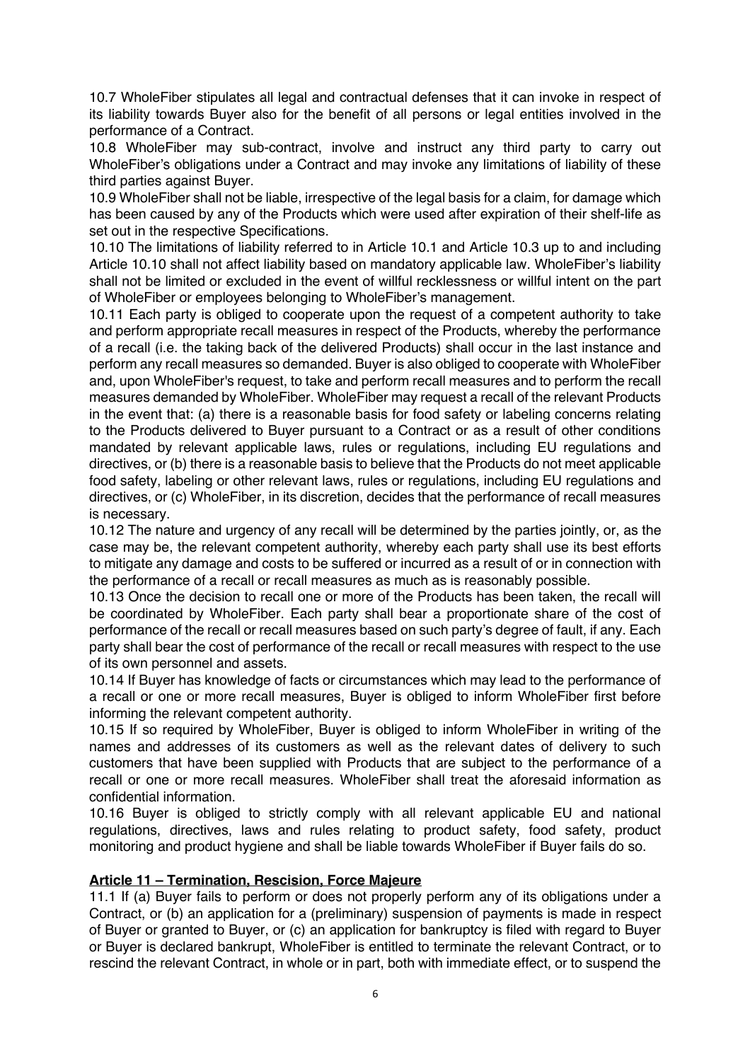10.7 WholeFiber stipulates all legal and contractual defenses that it can invoke in respect of its liability towards Buyer also for the benefit of all persons or legal entities involved in the performance of a Contract.

10.8 WholeFiber may sub-contract, involve and instruct any third party to carry out WholeFiber's obligations under a Contract and may invoke any limitations of liability of these third parties against Buyer.

10.9 WholeFiber shall not be liable, irrespective of the legal basis for a claim, for damage which has been caused by any of the Products which were used after expiration of their shelf-life as set out in the respective Specifications.

10.10 The limitations of liability referred to in Article 10.1 and Article 10.3 up to and including Article 10.10 shall not affect liability based on mandatory applicable law. WholeFiber's liability shall not be limited or excluded in the event of willful recklessness or willful intent on the part of WholeFiber or employees belonging to WholeFiber's management.

10.11 Each party is obliged to cooperate upon the request of a competent authority to take and perform appropriate recall measures in respect of the Products, whereby the performance of a recall (i.e. the taking back of the delivered Products) shall occur in the last instance and perform any recall measures so demanded. Buyer is also obliged to cooperate with WholeFiber and, upon WholeFiber's request, to take and perform recall measures and to perform the recall measures demanded by WholeFiber. WholeFiber may request a recall of the relevant Products in the event that: (a) there is a reasonable basis for food safety or labeling concerns relating to the Products delivered to Buyer pursuant to a Contract or as a result of other conditions mandated by relevant applicable laws, rules or regulations, including EU regulations and directives, or (b) there is a reasonable basis to believe that the Products do not meet applicable food safety, labeling or other relevant laws, rules or regulations, including EU regulations and directives, or (c) WholeFiber, in its discretion, decides that the performance of recall measures is necessary.

10.12 The nature and urgency of any recall will be determined by the parties jointly, or, as the case may be, the relevant competent authority, whereby each party shall use its best efforts to mitigate any damage and costs to be suffered or incurred as a result of or in connection with the performance of a recall or recall measures as much as is reasonably possible.

10.13 Once the decision to recall one or more of the Products has been taken, the recall will be coordinated by WholeFiber. Each party shall bear a proportionate share of the cost of performance of the recall or recall measures based on such party's degree of fault, if any. Each party shall bear the cost of performance of the recall or recall measures with respect to the use of its own personnel and assets.

10.14 If Buyer has knowledge of facts or circumstances which may lead to the performance of a recall or one or more recall measures, Buyer is obliged to inform WholeFiber first before informing the relevant competent authority.

10.15 If so required by WholeFiber, Buyer is obliged to inform WholeFiber in writing of the names and addresses of its customers as well as the relevant dates of delivery to such customers that have been supplied with Products that are subject to the performance of a recall or one or more recall measures. WholeFiber shall treat the aforesaid information as confidential information.

10.16 Buyer is obliged to strictly comply with all relevant applicable EU and national regulations, directives, laws and rules relating to product safety, food safety, product monitoring and product hygiene and shall be liable towards WholeFiber if Buyer fails do so.

## Article 11 – Termination, Rescision, Force Majeure

11.1 If (a) Buyer fails to perform or does not properly perform any of its obligations under a Contract, or (b) an application for a (preliminary) suspension of payments is made in respect of Buyer or granted to Buyer, or (c) an application for bankruptcy is filed with regard to Buyer or Buyer is declared bankrupt, WholeFiber is entitled to terminate the relevant Contract, or to rescind the relevant Contract, in whole or in part, both with immediate effect, or to suspend the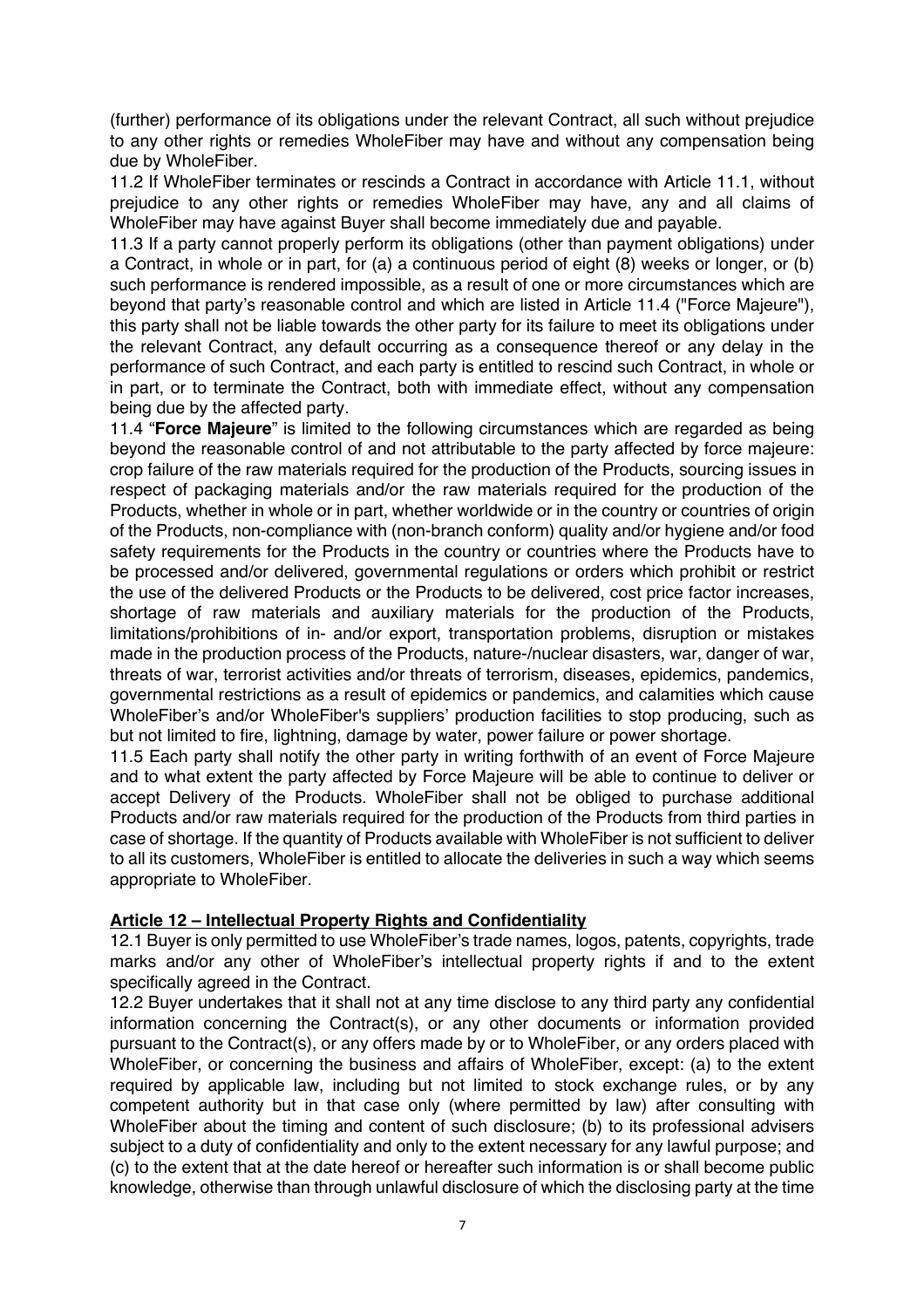(further) performance of its obligations under the relevant Contract, all such without prejudice to any other rights or remedies WholeFiber may have and without any compensation being due by WholeFiber.

11.2 If WholeFiber terminates or rescinds a Contract in accordance with Article 11.1, without prejudice to any other rights or remedies WholeFiber may have, any and all claims of WholeFiber may have against Buyer shall become immediately due and payable.

11.3 If a party cannot properly perform its obligations (other than payment obligations) under a Contract, in whole or in part, for (a) a continuous period of eight (8) weeks or longer, or (b) such performance is rendered impossible, as a result of one or more circumstances which are beyond that party's reasonable control and which are listed in Article 11.4 ("Force Majeure"), this party shall not be liable towards the other party for its failure to meet its obligations under the relevant Contract, any default occurring as a consequence thereof or any delay in the performance of such Contract, and each party is entitled to rescind such Contract, in whole or in part, or to terminate the Contract, both with immediate effect, without any compensation being due by the affected party.

11.4 "**Force Majeure**" is limited to the following circumstances which are regarded as being beyond the reasonable control of and not attributable to the party affected by force majeure: crop failure of the raw materials required for the production of the Products, sourcing issues in respect of packaging materials and/or the raw materials required for the production of the Products, whether in whole or in part, whether worldwide or in the country or countries of origin of the Products, non-compliance with (non-branch conform) quality and/or hygiene and/or food safety requirements for the Products in the country or countries where the Products have to be processed and/or delivered, governmental regulations or orders which prohibit or restrict the use of the delivered Products or the Products to be delivered, cost price factor increases, shortage of raw materials and auxiliary materials for the production of the Products, limitations/prohibitions of in- and/or export, transportation problems, disruption or mistakes made in the production process of the Products, nature-/nuclear disasters, war, danger of war, threats of war, terrorist activities and/or threats of terrorism, diseases, epidemics, pandemics, governmental restrictions as a result of epidemics or pandemics, and calamities which cause WholeFiber's and/or WholeFiber's suppliers' production facilities to stop producing, such as but not limited to fire, lightning, damage by water, power failure or power shortage.

11.5 Each party shall notify the other party in writing forthwith of an event of Force Majeure and to what extent the party affected by Force Majeure will be able to continue to deliver or accept Delivery of the Products. WholeFiber shall not be obliged to purchase additional Products and/or raw materials required for the production of the Products from third parties in case of shortage. If the quantity of Products available with WholeFiber is not sufficient to deliver to all its customers, WholeFiber is entitled to allocate the deliveries in such a way which seems appropriate to WholeFiber.

## Article 12 – Intellectual Property Rights and Confidentiality

12.1 Buyer is only permitted to use WholeFiber's trade names, logos, patents, copyrights, trade marks and/or any other of WholeFiber's intellectual property rights if and to the extent specifically agreed in the Contract.

12.2 Buyer undertakes that it shall not at any time disclose to any third party any confidential information concerning the Contract(s), or any other documents or information provided pursuant to the Contract(s), or any offers made by or to WholeFiber, or any orders placed with WholeFiber, or concerning the business and affairs of WholeFiber, except: (a) to the extent required by applicable law, including but not limited to stock exchange rules, or by any competent authority but in that case only (where permitted by law) after consulting with WholeFiber about the timing and content of such disclosure; (b) to its professional advisers subject to a duty of confidentiality and only to the extent necessary for any lawful purpose; and (c) to the extent that at the date hereof or hereafter such information is or shall become public knowledge, otherwise than through unlawful disclosure of which the disclosing party at the time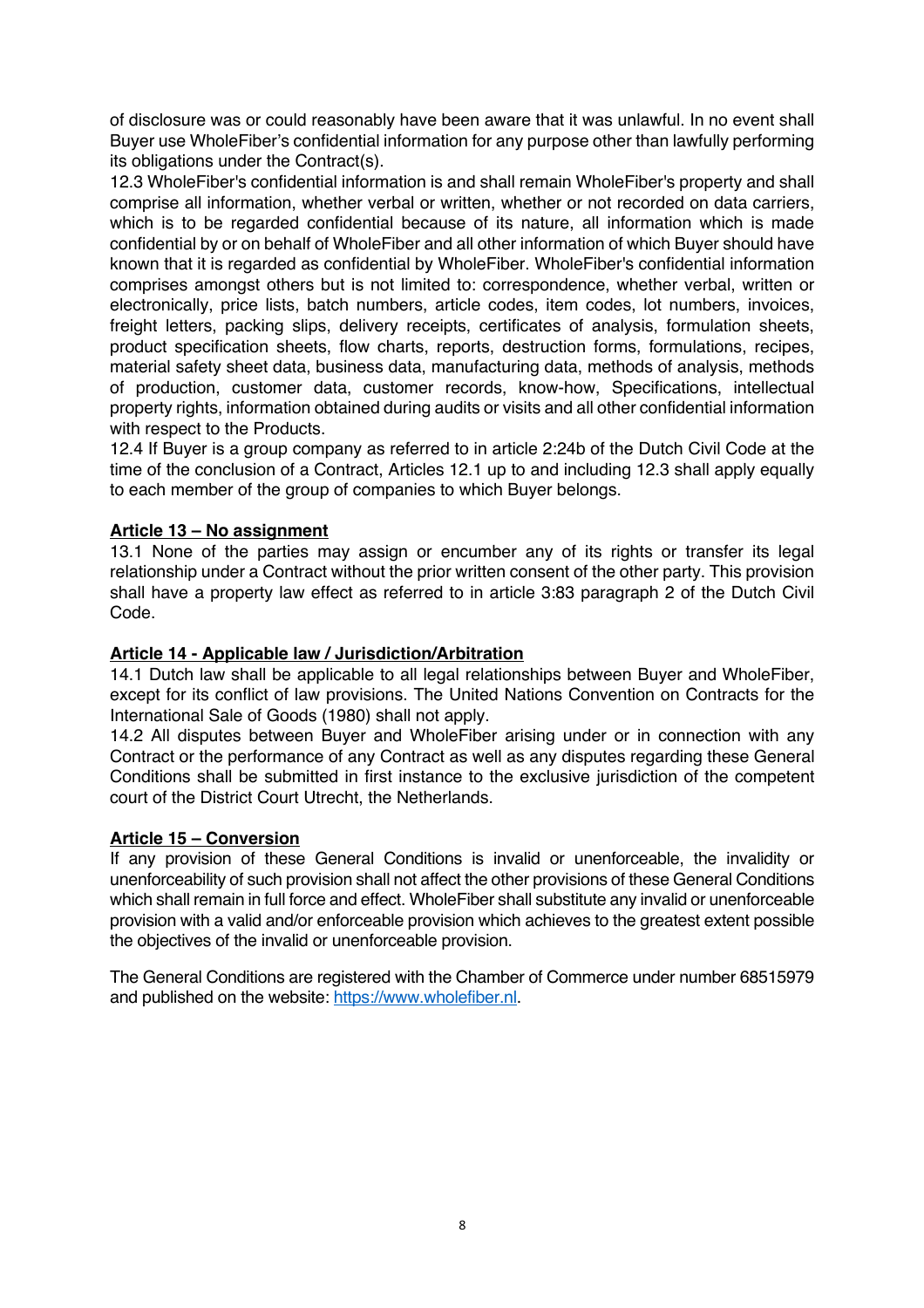of disclosure was or could reasonably have been aware that it was unlawful. In no event shall Buyer use WholeFiber's confidential information for any purpose other than lawfully performing its obligations under the Contract(s).

12.3 WholeFiber's confidential information is and shall remain WholeFiber's property and shall comprise all information, whether verbal or written, whether or not recorded on data carriers, which is to be regarded confidential because of its nature, all information which is made confidential by or on behalf of WholeFiber and all other information of which Buyer should have known that it is regarded as confidential by WholeFiber. WholeFiber's confidential information comprises amongst others but is not limited to: correspondence, whether verbal, written or electronically, price lists, batch numbers, article codes, item codes, lot numbers, invoices, freight letters, packing slips, delivery receipts, certificates of analysis, formulation sheets, product specification sheets, flow charts, reports, destruction forms, formulations, recipes, material safety sheet data, business data, manufacturing data, methods of analysis, methods of production, customer data, customer records, know-how, Specifications, intellectual property rights, information obtained during audits or visits and all other confidential information with respect to the Products.

12.4 If Buyer is a group company as referred to in article 2:24b of the Dutch Civil Code at the time of the conclusion of a Contract, Articles 12.1 up to and including 12.3 shall apply equally to each member of the group of companies to which Buyer belongs.

## Article 13 – No assignment

13.1 None of the parties may assign or encumber any of its rights or transfer its legal relationship under a Contract without the prior written consent of the other party. This provision shall have a property law effect as referred to in article 3:83 paragraph 2 of the Dutch Civil Code.

## Article 14 - Applicable law / Jurisdiction/Arbitration

14.1 Dutch law shall be applicable to all legal relationships between Buyer and WholeFiber, except for its conflict of law provisions. The United Nations Convention on Contracts for the International Sale of Goods (1980) shall not apply.

14.2 All disputes between Buyer and WholeFiber arising under or in connection with any Contract or the performance of any Contract as well as any disputes regarding these General Conditions shall be submitted in first instance to the exclusive jurisdiction of the competent court of the District Court Utrecht, the Netherlands.

## Article 15 – Conversion

If any provision of these General Conditions is invalid or unenforceable, the invalidity or unenforceability of such provision shall not affect the other provisions of these General Conditions which shall remain in full force and effect. WholeFiber shall substitute any invalid or unenforceable provision with a valid and/or enforceable provision which achieves to the greatest extent possible the objectives of the invalid or unenforceable provision.

The General Conditions are registered with the Chamber of Commerce under number 68515979 and published on the website: [https://www.wholefiber.nl](https://www.wholefiber.nl).